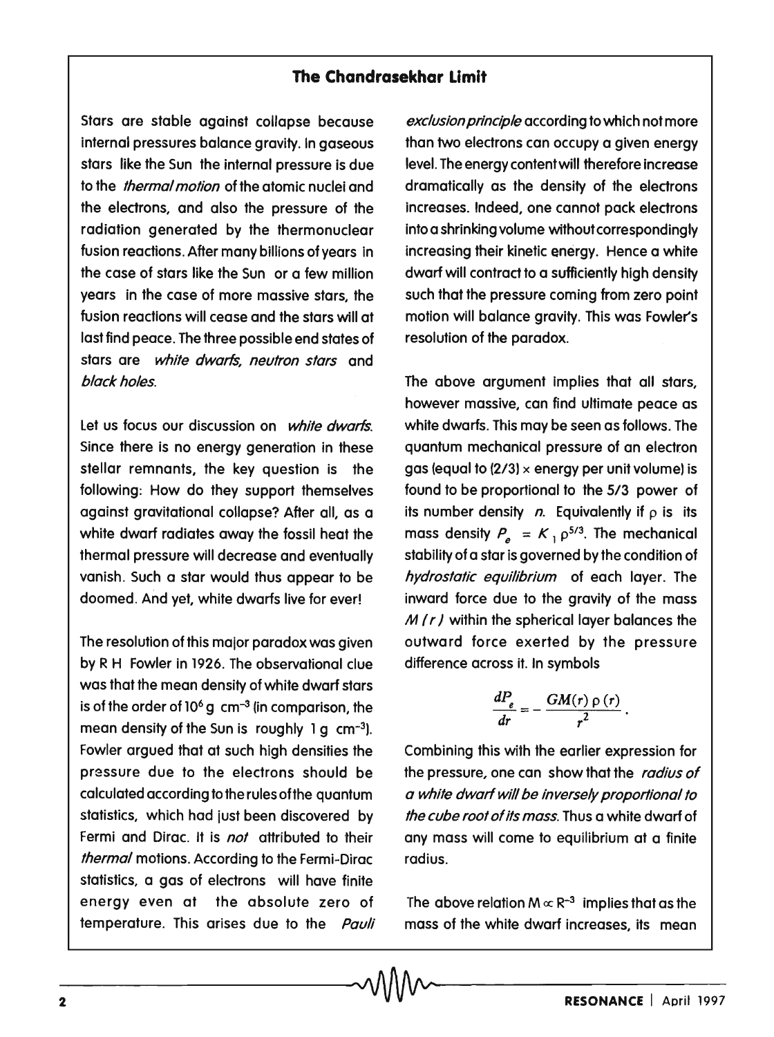## The Chandrasekhar Limit

Stars are stable against collapse because internal pressures balance gravity. In gaseous stars like the Sun the internal pressure is due to the *thermal motion* of the atomic nuclei and the electrons, and also the pressure of the radiation generated by the thermonuclear fusion reactions. After many billions of years in the case of stars like the Sun or a few million years in the case of more massive stars, the fusion reactions will cease and the stars will at last find peace. The three possible end states of stars are *white dwarfs, neutron stars* and *black holes*.

Let us focus our discussion on *white dwarfs*. Since there is no energy generation in these stellar remnants, the key question is the following: How do they support themselves against gravitational collapse? After all, as a white dwarf radiates away the fossil heat the thermal pressure will decrease and eventually vanish. Such a star would thus appear to be doomed. And yet, white dwarfs live for ever!

The resolution of this major paradox was given by R H Fowler in 1926. The observational clue was that the mean density of white dwarf stars is of the order of $10^6$ g $\text{cm}^{-3}$ (in comparison, the mean density of the Sun is roughly 1 g $\text{cm}^{-3}$). Fowler argued that at such high densities the pressure due to the electrons should be calculated according to the rules of the quantum statistics, which had just been discovered by Fermi and Dirac. It is *not* attributed to their *thermal* motions. According to the Fermi-Dirac statistics, a gas of electrons will have finite energy even at the absolute zero of temperature. This arises due to the *Pauli exclusion principle* according to which not more than two electrons can occupy a given energy level. The energy content will therefore increase dramatically as the density of the electrons increases. Indeed, one cannot pack electrons into a shrinking volume without correspondingly increasing their kinetic energy. Hence a white dwarf will contract to a sufficiently high density such that the pressure coming from zero point motion will balance gravity. This was Fowler's resolution of the paradox.

The above argument implies that all stars, however massive, can find ultimate peace as white dwarfs. This may be seen as follows. The quantum mechanical pressure of an electron gas (equal to (2/3) × energy per unit volume) is found to be proportional to the 5/3 power of its number density $n$. Equivalently if $\rho$ is its mass density $P_e = K_1 \rho^{5/3}$. The mechanical stability of a star is governed by the condition of *hydrostatic equilibrium* of each layer. The inward force due to the gravity of the mass $M(r)$ within the spherical layer balances the outward force exerted by the pressure difference across it. In symbols

$$\frac{dP_e}{dr} = -\frac{GM(r)\,\rho(r)}{r^2}\,.$$

Combining this with the earlier expression for the pressure, one can show that the *radius of a white dwarf will be inversely proportional to the cube root of its mass*. Thus a white dwarf of any mass will come to equilibrium at a finite radius.

The above relation $M \propto R^{-3}$ implies that as the mass of the white dwarf increases, its mean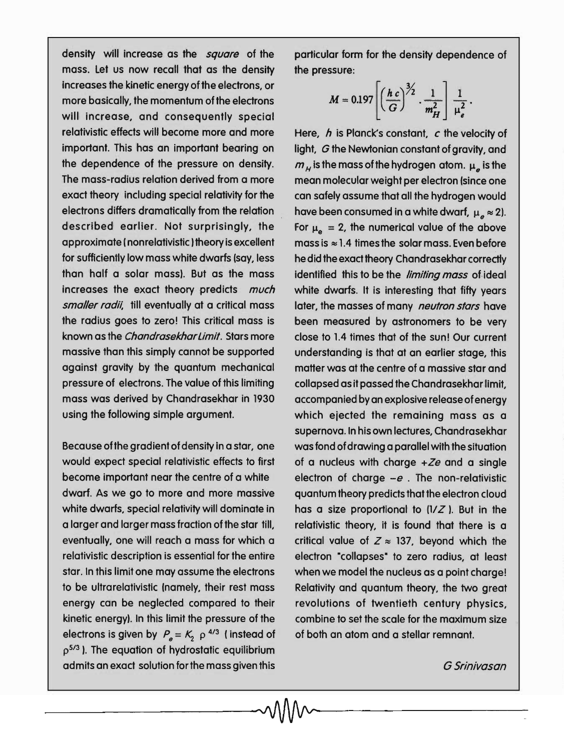density will increase as the *square* of the mass. Let us now recall that as the density increases the kinetic energy of the electrons, or more basically, the momentum of the electrons will increase, and consequently special relativistic effects will become more and more important. This has an important bearing on the dependence of the pressure on density. The mass-radius relation derived from a more exact theory including special relativity for the electrons differs dramatically from the relation described earlier. Not surprisingly, the approximate (nonrelativistic) theory is excellent for sufficiently low mass white dwarfs (say, less than half a solar mass). But as the mass increases the exact theory predicts *much smaller radii*, till eventually at a critical mass the radius goes to zero! This critical mass is known as the *Chandrasekhar Limit*. Stars more massive than this simply cannot be supported against gravity by the quantum mechanical pressure of electrons. The value of this limiting mass was derived by Chandrasekhar in 1930 using the following simple argument.

Because of the gradient of density in a star, one would expect special relativistic effects to first become important near the centre of a white dwarf. As we go to more and more massive white dwarfs, special relativity will dominate in a larger and larger mass fraction of the star till, eventually, one will reach a mass for which a relativistic description is essential for the entire star. In this limit one may assume the electrons to be ultrarelativistic (namely, their rest mass energy can be neglected compared to their kinetic energy). In this limit the pressure of the electrons is given by $P_e = K_2\ \rho^{4/3}$ (instead of $\rho^{5/3}$). The equation of hydrostatic equilibrium admits an exact solution for the mass given this particular form for the density dependence of the pressure:

$$M = 0.197\left[\left(\frac{hc}{G}\right)^{3/2} \cdot \frac{1}{m_H^2}\right]\frac{1}{\mu_e^2}.$$

Here, $h$ is Planck's constant, $c$ the velocity of light, $G$ the Newtonian constant of gravity, and $m_H$ is the mass of the hydrogen atom. $\mu_e$ is the mean molecular weight per electron (since one can safely assume that all the hydrogen would have been consumed in a white dwarf, $\mu_e \approx 2$). For $\mu_e = 2$, the numerical value of the above mass is $\approx 1.4$ times the solar mass. Even before he did the exact theory Chandrasekhar correctly identified this to be the *limiting mass* of ideal white dwarfs. It is interesting that fifty years later, the masses of many *neutron stars* have been measured by astronomers to be very close to 1.4 times that of the sun! Our current understanding is that at an earlier stage, this matter was at the centre of a massive star and collapsed as it passed the Chandrasekhar limit, accompanied by an explosive release of energy which ejected the remaining mass as a supernova. In his own lectures, Chandrasekhar was fond of drawing a parallel with the situation of a nucleus with charge $+Ze$ and a single electron of charge $-e$. The non-relativistic quantum theory predicts that the electron cloud has a size proportional to $(1/Z)$. But in the relativistic theory, it is found that there is a critical value of $Z \approx 137$, beyond which the electron "collapses" to zero radius, at least when we model the nucleus as a point charge! Relativity and quantum theory, the two great revolutions of twentieth century physics, combine to set the scale for the maximum size of both an atom and a stellar remnant.

*G Srinivasan*